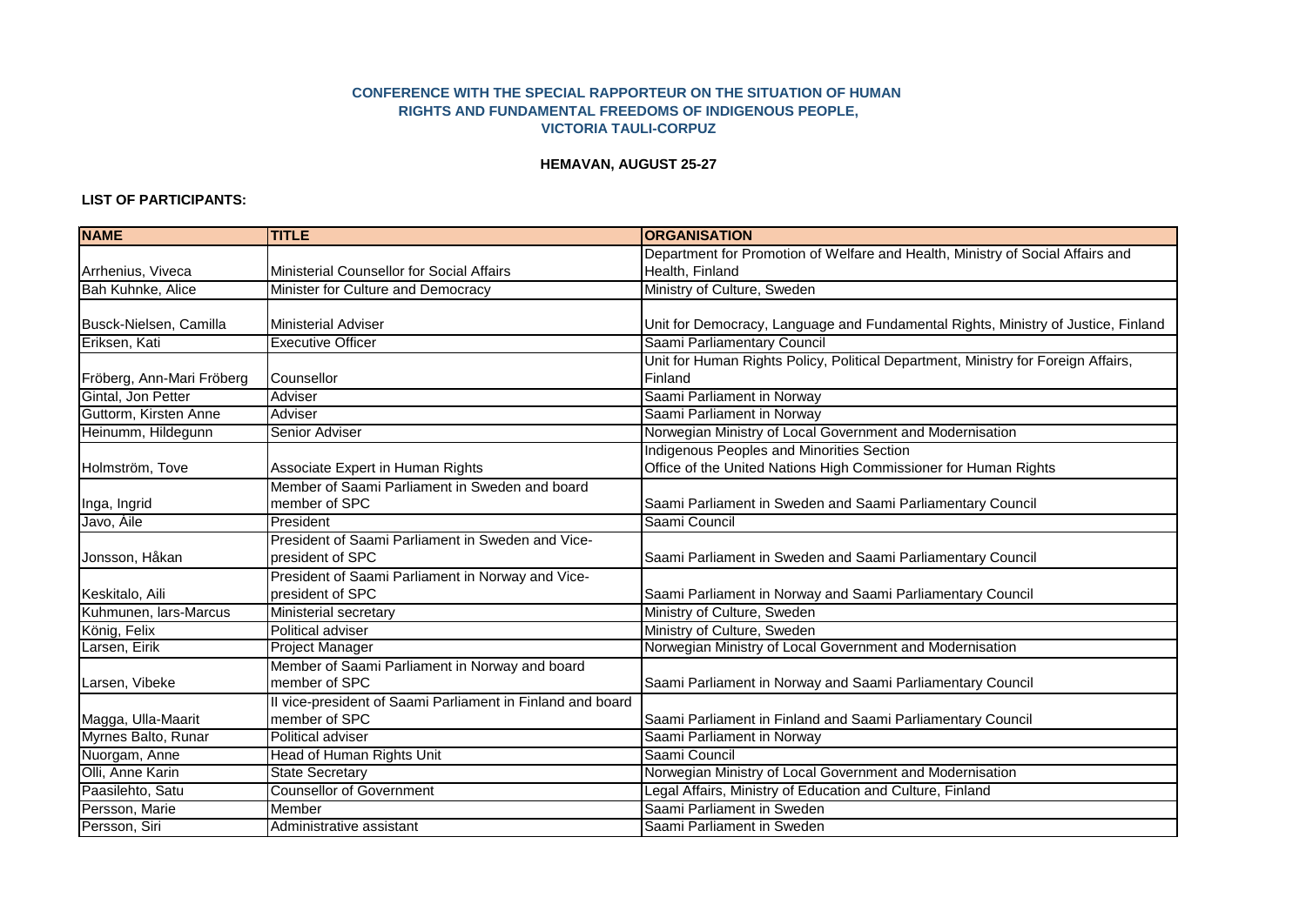# CONFERENCE WITH THE SPECIAL RAPPORTEUR ON THE SITUATION OF HUMAN RIGHTS AND FUNDAMENTAL FREEDOMS OF INDIGENOUS PEOPLE, VICTORIA TAULI-CORPUZ

## HEMAVAN, AUGUST 25-27

**LIST OF PARTICIPANTS:**

| NAME | TITLE | ORGANISATION |
|---|---|---|
| Arrhenius, Viveca | Ministerial Counsellor for Social Affairs | Department for Promotion of Welfare and Health, Ministry of Social Affairs and Health, Finland |
| Bah Kuhnke, Alice | Minister for Culture and Democracy | Ministry of Culture, Sweden |
| Busck-Nielsen, Camilla | Ministerial Adviser | Unit for Democracy, Language and Fundamental Rights, Ministry of Justice, Finland |
| Eriksen, Kati | Executive Officer | Saami Parliamentary Council |
| Fröberg, Ann-Mari Fröberg | Counsellor | Unit for Human Rights Policy, Political Department, Ministry for Foreign Affairs, Finland |
| Gintal, Jon Petter | Adviser | Saami Parliament in Norway |
| Guttorm, Kirsten Anne | Adviser | Saami Parliament in Norway |
| Heinumm, Hildegunn | Senior Adviser | Norwegian Ministry of Local Government and Modernisation |
| Holmström, Tove | Associate Expert in Human Rights | Indigenous Peoples and Minorities Section Office of the United Nations High Commissioner for Human Rights |
| Inga, Ingrid | Member of Saami Parliament in Sweden and board member of SPC | Saami Parliament in Sweden and Saami Parliamentary Council |
| Javo, Aile | President | Saami Council |
| Jonsson, Håkan | President of Saami Parliament in Sweden and Vice-president of SPC | Saami Parliament in Sweden and Saami Parliamentary Council |
| Keskitalo, Aili | President of Saami Parliament in Norway and Vice-president of SPC | Saami Parliament in Norway and Saami Parliamentary Council |
| Kuhmunen, lars-Marcus | Ministerial secretary | Ministry of Culture, Sweden |
| König, Felix | Political adviser | Ministry of Culture, Sweden |
| Larsen, Eirik | Project Manager | Norwegian Ministry of Local Government and Modernisation |
| Larsen, Vibeke | Member of Saami Parliament in Norway and board member of SPC | Saami Parliament in Norway and Saami Parliamentary Council |
| Magga, Ulla-Maarit | II vice-president of Saami Parliament in Finland and board member of SPC | Saami Parliament in Finland and Saami Parliamentary Council |
| Myrnes Balto, Runar | Political adviser | Saami Parliament in Norway |
| Nuorgam, Anne | Head of Human Rights Unit | Saami Council |
| Olli, Anne Karin | State Secretary | Norwegian Ministry of Local Government and Modernisation |
| Paasilehto, Satu | Counsellor of Government | Legal Affairs, Ministry of Education and Culture, Finland |
| Persson, Marie | Member | Saami Parliament in Sweden |
| Persson, Siri | Administrative assistant | Saami Parliament in Sweden |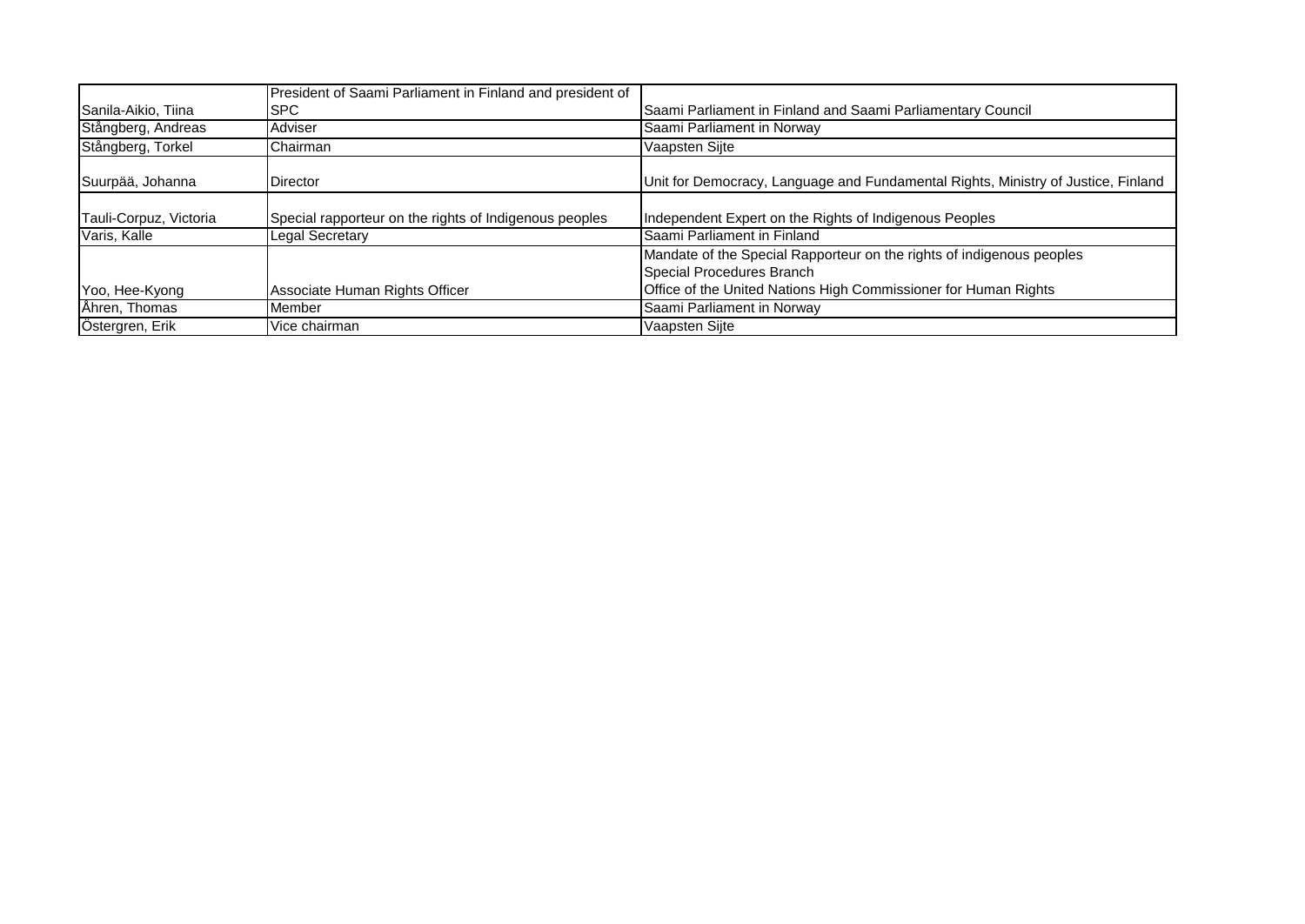| | | |
|---|---|---|
| Sanila-Aikio, Tiina | President of Saami Parliament in Finland and president of SPC | Saami Parliament in Finland and Saami Parliamentary Council |
| Stångberg, Andreas | Adviser | Saami Parliament in Norway |
| Stångberg, Torkel | Chairman | Vaapsten Sijte |
| Suurpää, Johanna | Director | Unit for Democracy, Language and Fundamental Rights, Ministry of Justice, Finland |
| Tauli-Corpuz, Victoria | Special rapporteur on the rights of Indigenous peoples | Independent Expert on the Rights of Indigenous Peoples |
| Varis, Kalle | Legal Secretary | Saami Parliament in Finland |
| Yoo, Hee-Kyong | Associate Human Rights Officer | Mandate of the Special Rapporteur on the rights of indigenous peoples<br>Special Procedures Branch<br>Office of the United Nations High Commissioner for Human Rights |
| Åhren, Thomas | Member | Saami Parliament in Norway |
| Östergren, Erik | Vice chairman | Vaapsten Sijte |